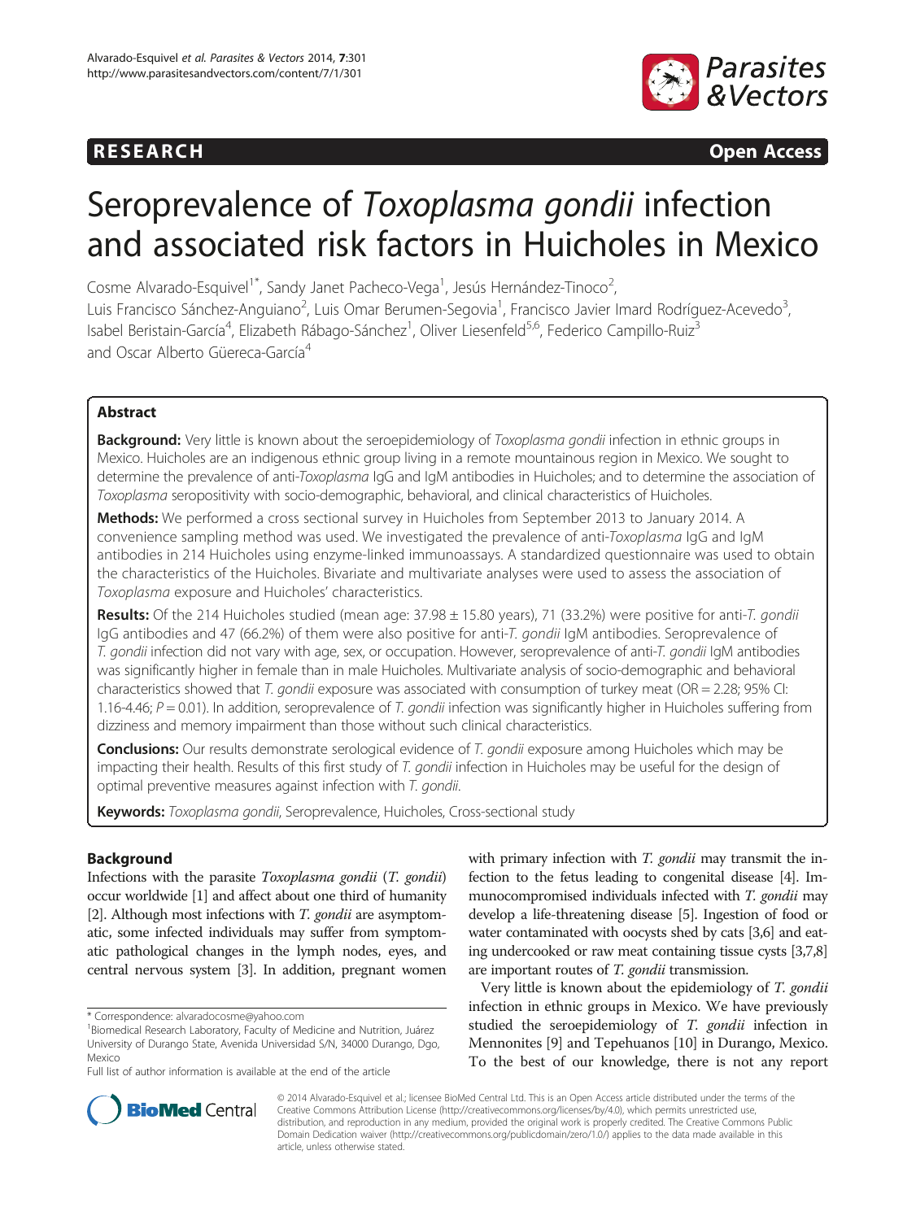RESEARCH Open Access

# Seroprevalence of *Toxoplasma gondii* infection and associated risk factors in Huicholes in Mexico

Cosme Alvarado-Esquivel[1*], Sandy Janet Pacheco-Vega[1], Jesús Hernández-Tinoco[2], Luis Francisco Sánchez-Anguiano[2], Luis Omar Berumen-Segovia[1], Francisco Javier Imard Rodríguez-Acevedo[3], Isabel Beristain-García[4], Elizabeth Rábago-Sánchez[1], Oliver Liesenfeld[5,6], Federico Campillo-Ruiz[3] and Oscar Alberto Güereca-García[4]

## Abstract

**Background:** Very little is known about the seroepidemiology of *Toxoplasma gondii* infection in ethnic groups in Mexico. Huicholes are an indigenous ethnic group living in a remote mountainous region in Mexico. We sought to determine the prevalence of anti-*Toxoplasma* IgG and IgM antibodies in Huicholes; and to determine the association of *Toxoplasma* seropositivity with socio-demographic, behavioral, and clinical characteristics of Huicholes.

**Methods:** We performed a cross sectional survey in Huicholes from September 2013 to January 2014. A convenience sampling method was used. We investigated the prevalence of anti-*Toxoplasma* IgG and IgM antibodies in 214 Huicholes using enzyme-linked immunoassays. A standardized questionnaire was used to obtain the characteristics of the Huicholes. Bivariate and multivariate analyses were used to assess the association of *Toxoplasma* exposure and Huicholes' characteristics.

**Results:** Of the 214 Huicholes studied (mean age: 37.98 ± 15.80 years), 71 (33.2%) were positive for anti-*T. gondii* IgG antibodies and 47 (66.2%) of them were also positive for anti-*T. gondii* IgM antibodies. Seroprevalence of *T. gondii* infection did not vary with age, sex, or occupation. However, seroprevalence of anti-*T. gondii* IgM antibodies was significantly higher in female than in male Huicholes. Multivariate analysis of socio-demographic and behavioral characteristics showed that *T. gondii* exposure was associated with consumption of turkey meat (OR = 2.28; 95% CI: 1.16-4.46; $P = 0.01$). In addition, seroprevalence of *T. gondii* infection was significantly higher in Huicholes suffering from dizziness and memory impairment than those without such clinical characteristics.

**Conclusions:** Our results demonstrate serological evidence of *T. gondii* exposure among Huicholes which may be impacting their health. Results of this first study of *T. gondii* infection in Huicholes may be useful for the design of optimal preventive measures against infection with *T. gondii*.

**Keywords:** *Toxoplasma gondii*, Seroprevalence, Huicholes, Cross-sectional study

## Background

Infections with the parasite *Toxoplasma gondii* (*T. gondii*) occur worldwide [1] and affect about one third of humanity [2]. Although most infections with *T. gondii* are asymptomatic, some infected individuals may suffer from symptomatic pathological changes in the lymph nodes, eyes, and central nervous system [3]. In addition, pregnant women with primary infection with *T. gondii* may transmit the infection to the fetus leading to congenital disease [4]. Immunocompromised individuals infected with *T. gondii* may develop a life-threatening disease [5]. Ingestion of food or water contaminated with oocysts shed by cats [3,6] and eating undercooked or raw meat containing tissue cysts [3,7,8] are important routes of *T. gondii* transmission.

Very little is known about the epidemiology of *T. gondii* infection in ethnic groups in Mexico. We have previously studied the seroepidemiology of *T. gondii* infection in Mennonites [9] and Tepehuanos [10] in Durango, Mexico. To the best of our knowledge, there is not any report

\* Correspondence: alvaradocosme@yahoo.com

[1]Biomedical Research Laboratory, Faculty of Medicine and Nutrition, Juárez University of Durango State, Avenida Universidad S/N, 34000 Durango, Dgo, Mexico

Full list of author information is available at the end of the article

© 2014 Alvarado-Esquivel et al.; licensee BioMed Central Ltd. This is an Open Access article distributed under the terms of the Creative Commons Attribution License (http://creativecommons.org/licenses/by/4.0), which permits unrestricted use, distribution, and reproduction in any medium, provided the original work is properly credited. The Creative Commons Public Domain Dedication waiver (http://creativecommons.org/publicdomain/zero/1.0/) applies to the data made available in this article, unless otherwise stated.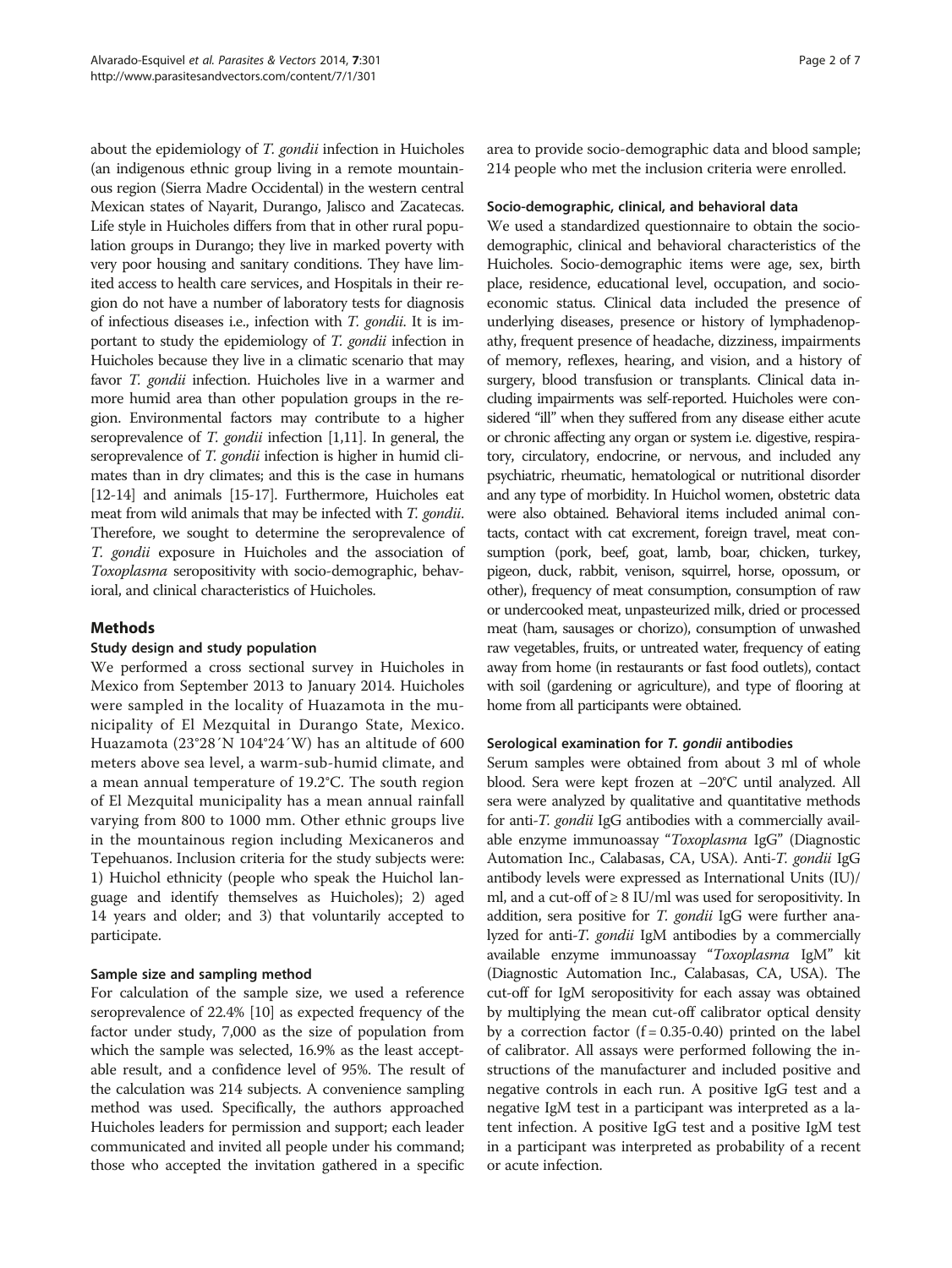about the epidemiology of *T. gondii* infection in Huicholes (an indigenous ethnic group living in a remote mountainous region (Sierra Madre Occidental) in the western central Mexican states of Nayarit, Durango, Jalisco and Zacatecas. Life style in Huicholes differs from that in other rural population groups in Durango; they live in marked poverty with very poor housing and sanitary conditions. They have limited access to health care services, and Hospitals in their region do not have a number of laboratory tests for diagnosis of infectious diseases i.e., infection with *T. gondii*. It is important to study the epidemiology of *T. gondii* infection in Huicholes because they live in a climatic scenario that may favor *T. gondii* infection. Huicholes live in a warmer and more humid area than other population groups in the region. Environmental factors may contribute to a higher seroprevalence of *T. gondii* infection [1,11]. In general, the seroprevalence of *T. gondii* infection is higher in humid climates than in dry climates; and this is the case in humans [12-14] and animals [15-17]. Furthermore, Huicholes eat meat from wild animals that may be infected with *T. gondii*. Therefore, we sought to determine the seroprevalence of *T. gondii* exposure in Huicholes and the association of *Toxoplasma* seropositivity with socio-demographic, behavioral, and clinical characteristics of Huicholes.

## Methods

### Study design and study population

We performed a cross sectional survey in Huicholes in Mexico from September 2013 to January 2014. Huicholes were sampled in the locality of Huazamota in the municipality of El Mezquital in Durango State, Mexico. Huazamota (23°28´N 104°24´W) has an altitude of 600 meters above sea level, a warm-sub-humid climate, and a mean annual temperature of 19.2°C. The south region of El Mezquital municipality has a mean annual rainfall varying from 800 to 1000 mm. Other ethnic groups live in the mountainous region including Mexicaneros and Tepehuanos. Inclusion criteria for the study subjects were: 1) Huichol ethnicity (people who speak the Huichol language and identify themselves as Huicholes); 2) aged 14 years and older; and 3) that voluntarily accepted to participate.

### Sample size and sampling method

For calculation of the sample size, we used a reference seroprevalence of 22.4% [10] as expected frequency of the factor under study, 7,000 as the size of population from which the sample was selected, 16.9% as the least acceptable result, and a confidence level of 95%. The result of the calculation was 214 subjects. A convenience sampling method was used. Specifically, the authors approached Huicholes leaders for permission and support; each leader communicated and invited all people under his command; those who accepted the invitation gathered in a specific area to provide socio-demographic data and blood sample; 214 people who met the inclusion criteria were enrolled.

### Socio-demographic, clinical, and behavioral data

We used a standardized questionnaire to obtain the socio-demographic, clinical and behavioral characteristics of the Huicholes. Socio-demographic items were age, sex, birth place, residence, educational level, occupation, and socioeconomic status. Clinical data included the presence of underlying diseases, presence or history of lymphadenopathy, frequent presence of headache, dizziness, impairments of memory, reflexes, hearing, and vision, and a history of surgery, blood transfusion or transplants. Clinical data including impairments was self-reported. Huicholes were considered "ill" when they suffered from any disease either acute or chronic affecting any organ or system i.e. digestive, respiratory, circulatory, endocrine, or nervous, and included any psychiatric, rheumatic, hematological or nutritional disorder and any type of morbidity. In Huichol women, obstetric data were also obtained. Behavioral items included animal contacts, contact with cat excrement, foreign travel, meat consumption (pork, beef, goat, lamb, boar, chicken, turkey, pigeon, duck, rabbit, venison, squirrel, horse, opossum, or other), frequency of meat consumption, consumption of raw or undercooked meat, unpasteurized milk, dried or processed meat (ham, sausages or chorizo), consumption of unwashed raw vegetables, fruits, or untreated water, frequency of eating away from home (in restaurants or fast food outlets), contact with soil (gardening or agriculture), and type of flooring at home from all participants were obtained.

### Serological examination for *T. gondii* antibodies

Serum samples were obtained from about 3 ml of whole blood. Sera were kept frozen at −20°C until analyzed. All sera were analyzed by qualitative and quantitative methods for anti-*T. gondii* IgG antibodies with a commercially available enzyme immunoassay "*Toxoplasma* IgG" (Diagnostic Automation Inc., Calabasas, CA, USA). Anti-*T. gondii* IgG antibody levels were expressed as International Units (IU)/ml, and a cut-off of ≥ 8 IU/ml was used for seropositivity. In addition, sera positive for *T. gondii* IgG were further analyzed for anti-*T. gondii* IgM antibodies by a commercially available enzyme immunoassay "*Toxoplasma* IgM" kit (Diagnostic Automation Inc., Calabasas, CA, USA). The cut-off for IgM seropositivity for each assay was obtained by multiplying the mean cut-off calibrator optical density by a correction factor (f = 0.35-0.40) printed on the label of calibrator. All assays were performed following the instructions of the manufacturer and included positive and negative controls in each run. A positive IgG test and a negative IgM test in a participant was interpreted as a latent infection. A positive IgG test and a positive IgM test in a participant was interpreted as probability of a recent or acute infection.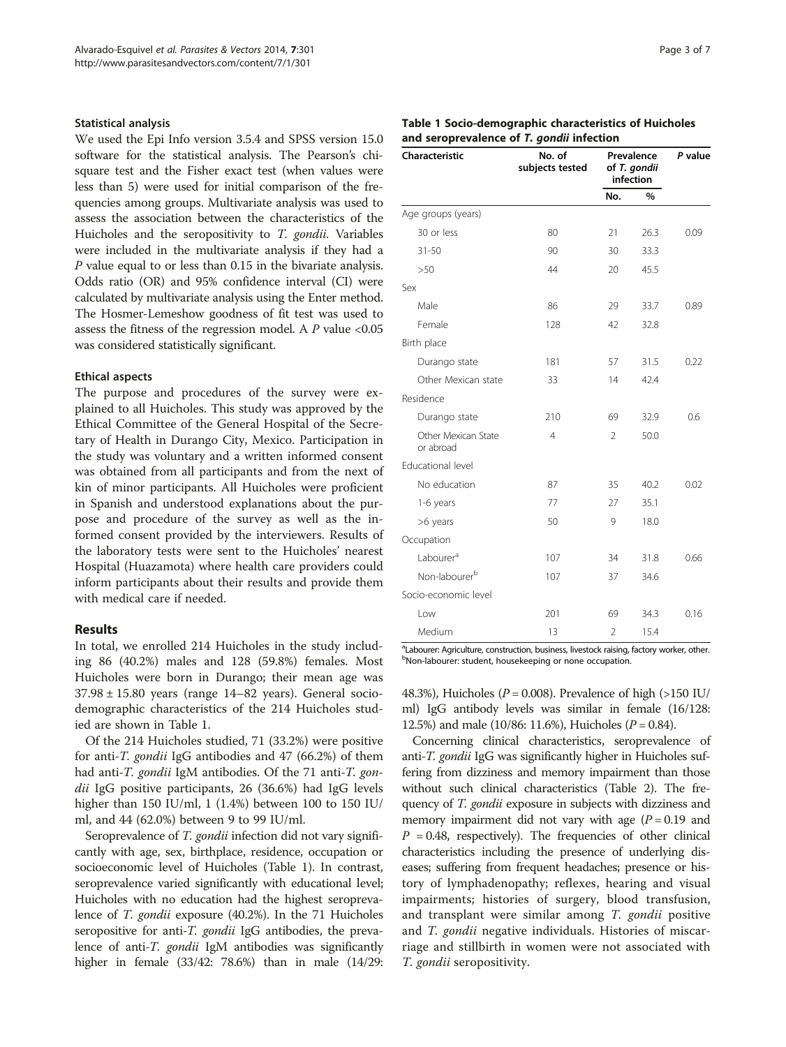### Statistical analysis

We used the Epi Info version 3.5.4 and SPSS version 15.0 software for the statistical analysis. The Pearson's chi-square test and the Fisher exact test (when values were less than 5) were used for initial comparison of the frequencies among groups. Multivariate analysis was used to assess the association between the characteristics of the Huicholes and the seropositivity to *T. gondii*. Variables were included in the multivariate analysis if they had a *P* value equal to or less than 0.15 in the bivariate analysis. Odds ratio (OR) and 95% confidence interval (CI) were calculated by multivariate analysis using the Enter method. The Hosmer-Lemeshow goodness of fit test was used to assess the fitness of the regression model. A *P* value <0.05 was considered statistically significant.

### Ethical aspects

The purpose and procedures of the survey were explained to all Huicholes. This study was approved by the Ethical Committee of the General Hospital of the Secretary of Health in Durango City, Mexico. Participation in the study was voluntary and a written informed consent was obtained from all participants and from the next of kin of minor participants. All Huicholes were proficient in Spanish and understood explanations about the purpose and procedure of the survey as well as the informed consent provided by the interviewers. Results of the laboratory tests were sent to the Huicholes' nearest Hospital (Huazamota) where health care providers could inform participants about their results and provide them with medical care if needed.

## Results

In total, we enrolled 214 Huicholes in the study including 86 (40.2%) males and 128 (59.8%) females. Most Huicholes were born in Durango; their mean age was 37.98 ± 15.80 years (range 14–82 years). General socio-demographic characteristics of the 214 Huicholes studied are shown in Table 1.

Of the 214 Huicholes studied, 71 (33.2%) were positive for anti-*T. gondii* IgG antibodies and 47 (66.2%) of them had anti-*T. gondii* IgM antibodies. Of the 71 anti-*T. gondii* IgG positive participants, 26 (36.6%) had IgG levels higher than 150 IU/ml, 1 (1.4%) between 100 to 150 IU/ml, and 44 (62.0%) between 9 to 99 IU/ml.

Seroprevalence of *T. gondii* infection did not vary significantly with age, sex, birthplace, residence, occupation or socioeconomic level of Huicholes (Table 1). In contrast, seroprevalence varied significantly with educational level; Huicholes with no education had the highest seroprevalence of *T. gondii* exposure (40.2%). In the 71 Huicholes seropositive for anti-*T. gondii* IgG antibodies, the prevalence of anti-*T. gondii* IgM antibodies was significantly higher in female (33/42: 78.6%) than in male (14/29: 48.3%), Huicholes (*P* = 0.008). Prevalence of high (>150 IU/ml) IgG antibody levels was similar in female (16/128: 12.5%) and male (10/86: 11.6%), Huicholes (*P* = 0.84).

Concerning clinical characteristics, seroprevalence of anti-*T. gondii* IgG was significantly higher in Huicholes suffering from dizziness and memory impairment than those without such clinical characteristics (Table 2). The frequency of *T. gondii* exposure in subjects with dizziness and memory impairment did not vary with age (*P* = 0.19 and *P* = 0.48, respectively). The frequencies of other clinical characteristics including the presence of underlying diseases; suffering from frequent headaches; presence or history of lymphadenopathy; reflexes, hearing and visual impairments; histories of surgery, blood transfusion, and transplant were similar among *T. gondii* positive and *T. gondii* negative individuals. Histories of miscarriage and stillbirth in women were not associated with *T. gondii* seropositivity.

**Table 1 Socio-demographic characteristics of Huicholes and seroprevalence of *T. gondii* infection**

| Characteristic | No. of subjects tested | Prevalence of *T. gondii* infection | | *P* value |
|---|---|---|---|---|
| | | No. | % | |
| Age groups (years) | | | | |
| 30 or less | 80 | 21 | 26.3 | 0.09 |
| 31-50 | 90 | 30 | 33.3 | |
| >50 | 44 | 20 | 45.5 | |
| Sex | | | | |
| Male | 86 | 29 | 33.7 | 0.89 |
| Female | 128 | 42 | 32.8 | |
| Birth place | | | | |
| Durango state | 181 | 57 | 31.5 | 0.22 |
| Other Mexican state | 33 | 14 | 42.4 | |
| Residence | | | | |
| Durango state | 210 | 69 | 32.9 | 0.6 |
| Other Mexican State or abroad | 4 | 2 | 50.0 | |
| Educational level | | | | |
| No education | 87 | 35 | 40.2 | 0.02 |
| 1-6 years | 77 | 27 | 35.1 | |
| >6 years | 50 | 9 | 18.0 | |
| Occupation | | | | |
| Labourer[a] | 107 | 34 | 31.8 | 0.66 |
| Non-labourer[b] | 107 | 37 | 34.6 | |
| Socio-economic level | | | | |
| Low | 201 | 69 | 34.3 | 0.16 |
| Medium | 13 | 2 | 15.4 | |

[a]Labourer: Agriculture, construction, business, livestock raising, factory worker, other.
[b]Non-labourer: student, housekeeping or none occupation.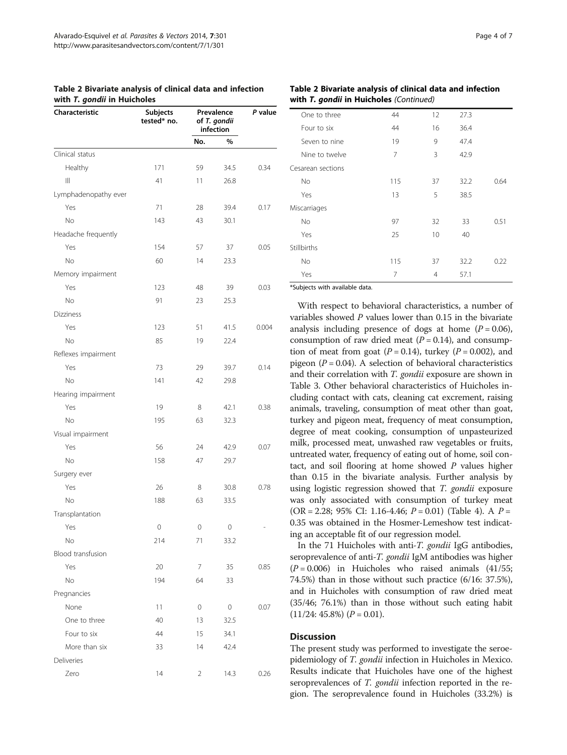**Table 2 Bivariate analysis of clinical data and infection with *T. gondii* in Huicholes**

| Characteristic | Subjects tested* no. | Prevalence of *T. gondii* infection | | *P* value |
|---|---|---|---|---|
| | | No. | % | |
| Clinical status | | | | |
| Healthy | 171 | 59 | 34.5 | 0.34 |
| Ill | 41 | 11 | 26.8 | |
| Lymphadenopathy ever | | | | |
| Yes | 71 | 28 | 39.4 | 0.17 |
| No | 143 | 43 | 30.1 | |
| Headache frequently | | | | |
| Yes | 154 | 57 | 37 | 0.05 |
| No | 60 | 14 | 23.3 | |
| Memory impairment | | | | |
| Yes | 123 | 48 | 39 | 0.03 |
| No | 91 | 23 | 25.3 | |
| Dizziness | | | | |
| Yes | 123 | 51 | 41.5 | 0.004 |
| No | 85 | 19 | 22.4 | |
| Reflexes impairment | | | | |
| Yes | 73 | 29 | 39.7 | 0.14 |
| No | 141 | 42 | 29.8 | |
| Hearing impairment | | | | |
| Yes | 19 | 8 | 42.1 | 0.38 |
| No | 195 | 63 | 32.3 | |
| Visual impairment | | | | |
| Yes | 56 | 24 | 42.9 | 0.07 |
| No | 158 | 47 | 29.7 | |
| Surgery ever | | | | |
| Yes | 26 | 8 | 30.8 | 0.78 |
| No | 188 | 63 | 33.5 | |
| Transplantation | | | | |
| Yes | 0 | 0 | 0 | - |
| No | 214 | 71 | 33.2 | |
| Blood transfusion | | | | |
| Yes | 20 | 7 | 35 | 0.85 |
| No | 194 | 64 | 33 | |
| Pregnancies | | | | |
| None | 11 | 0 | 0 | 0.07 |
| One to three | 40 | 13 | 32.5 | |
| Four to six | 44 | 15 | 34.1 | |
| More than six | 33 | 14 | 42.4 | |
| Deliveries | | | | |
| Zero | 14 | 2 | 14.3 | 0.26 |
| One to three | 44 | 12 | 27.3 | |
| Four to six | 44 | 16 | 36.4 | |
| Seven to nine | 19 | 9 | 47.4 | |
| Nine to twelve | 7 | 3 | 42.9 | |
| Cesarean sections | | | | |
| No | 115 | 37 | 32.2 | 0.64 |
| Yes | 13 | 5 | 38.5 | |
| Miscarriages | | | | |
| No | 97 | 32 | 33 | 0.51 |
| Yes | 25 | 10 | 40 | |
| Stillbirths | | | | |
| No | 115 | 37 | 32.2 | 0.22 |
| Yes | 7 | 4 | 57.1 | |

*Subjects with available data.

With respect to behavioral characteristics, a number of variables showed *P* values lower than 0.15 in the bivariate analysis including presence of dogs at home ($P = 0.06$), consumption of raw dried meat ($P = 0.14$), and consumption of meat from goat ($P = 0.14$), turkey ($P = 0.002$), and pigeon ($P = 0.04$). A selection of behavioral characteristics and their correlation with *T. gondii* exposure are shown in Table 3. Other behavioral characteristics of Huicholes including contact with cats, cleaning cat excrement, raising animals, traveling, consumption of meat other than goat, turkey and pigeon meat, frequency of meat consumption, degree of meat cooking, consumption of unpasteurized milk, processed meat, unwashed raw vegetables or fruits, untreated water, frequency of eating out of home, soil contact, and soil flooring at home showed *P* values higher than 0.15 in the bivariate analysis. Further analysis by using logistic regression showed that *T. gondii* exposure was only associated with consumption of turkey meat (OR = 2.28; 95% CI: 1.16-4.46; $P = 0.01$) (Table 4). A $P = 0.35$ was obtained in the Hosmer-Lemeshow test indicating an acceptable fit of our regression model.

In the 71 Huicholes with anti-*T. gondii* IgG antibodies, seroprevalence of anti-*T. gondii* IgM antibodies was higher ($P = 0.006$) in Huicholes who raised animals (41/55; 74.5%) than in those without such practice (6/16: 37.5%), and in Huicholes with consumption of raw dried meat (35/46; 76.1%) than in those without such eating habit (11/24: 45.8%) ($P = 0.01$).

## Discussion

The present study was performed to investigate the seroepidemiology of *T. gondii* infection in Huicholes in Mexico. Results indicate that Huicholes have one of the highest seroprevalences of *T. gondii* infection reported in the region. The seroprevalence found in Huicholes (33.2%) is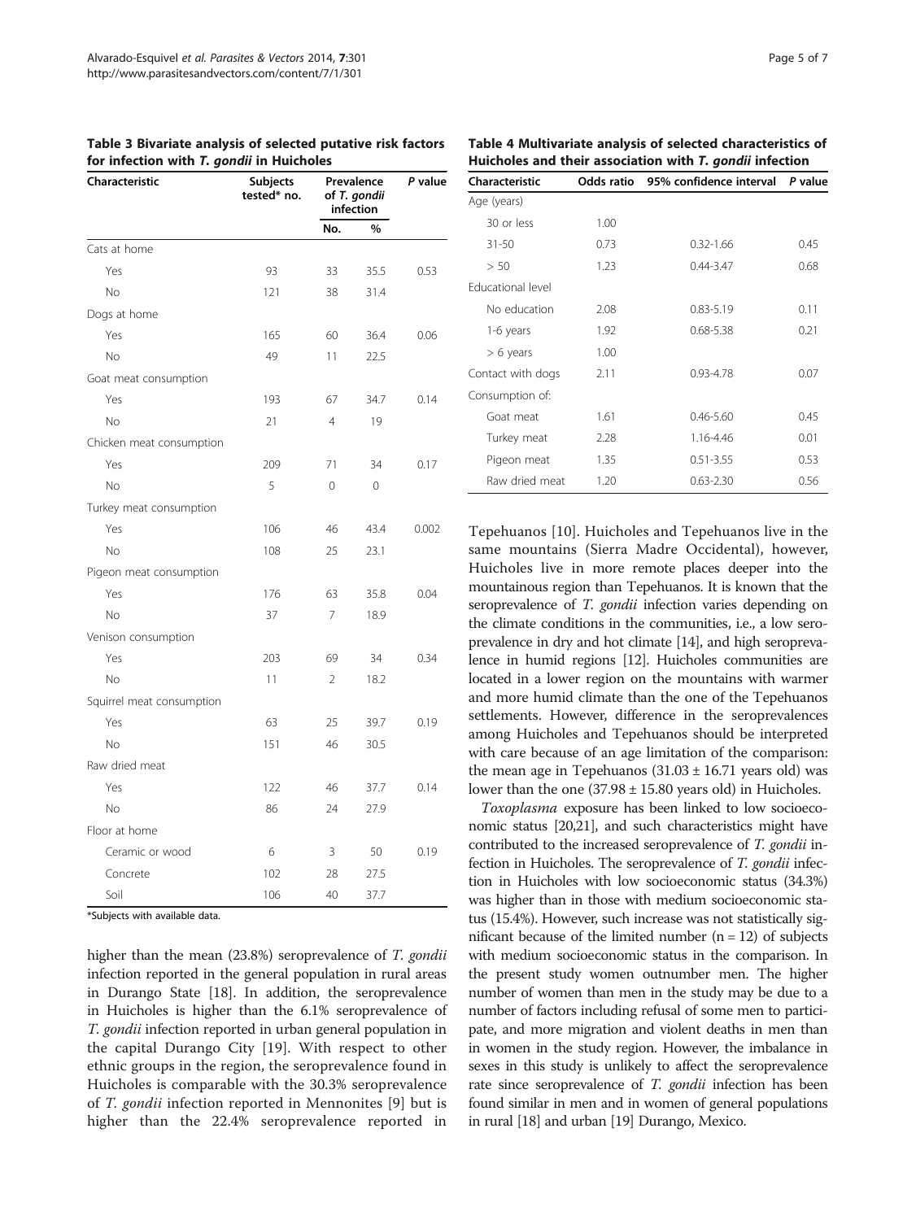**Table 3 Bivariate analysis of selected putative risk factors for infection with *T. gondii* in Huicholes**

| Characteristic | Subjects tested* no. | Prevalence of *T. gondii* infection | | *P* value |
|---|---|---|---|---|
| | | No. | % | |
| Cats at home | | | | |
| Yes | 93 | 33 | 35.5 | 0.53 |
| No | 121 | 38 | 31.4 | |
| Dogs at home | | | | |
| Yes | 165 | 60 | 36.4 | 0.06 |
| No | 49 | 11 | 22.5 | |
| Goat meat consumption | | | | |
| Yes | 193 | 67 | 34.7 | 0.14 |
| No | 21 | 4 | 19 | |
| Chicken meat consumption | | | | |
| Yes | 209 | 71 | 34 | 0.17 |
| No | 5 | 0 | 0 | |
| Turkey meat consumption | | | | |
| Yes | 106 | 46 | 43.4 | 0.002 |
| No | 108 | 25 | 23.1 | |
| Pigeon meat consumption | | | | |
| Yes | 176 | 63 | 35.8 | 0.04 |
| No | 37 | 7 | 18.9 | |
| Venison consumption | | | | |
| Yes | 203 | 69 | 34 | 0.34 |
| No | 11 | 2 | 18.2 | |
| Squirrel meat consumption | | | | |
| Yes | 63 | 25 | 39.7 | 0.19 |
| No | 151 | 46 | 30.5 | |
| Raw dried meat | | | | |
| Yes | 122 | 46 | 37.7 | 0.14 |
| No | 86 | 24 | 27.9 | |
| Floor at home | | | | |
| Ceramic or wood | 6 | 3 | 50 | 0.19 |
| Concrete | 102 | 28 | 27.5 | |
| Soil | 106 | 40 | 37.7 | |

*Subjects with available data.

**Table 4 Multivariate analysis of selected characteristics of Huicholes and their association with *T. gondii* infection**

| Characteristic | Odds ratio | 95% confidence interval | *P* value |
|---|---|---|---|
| Age (years) | | | |
| 30 or less | 1.00 | | |
| 31-50 | 0.73 | 0.32-1.66 | 0.45 |
| > 50 | 1.23 | 0.44-3.47 | 0.68 |
| Educational level | | | |
| No education | 2.08 | 0.83-5.19 | 0.11 |
| 1-6 years | 1.92 | 0.68-5.38 | 0.21 |
| > 6 years | 1.00 | | |
| Contact with dogs | 2.11 | 0.93-4.78 | 0.07 |
| Consumption of: | | | |
| Goat meat | 1.61 | 0.46-5.60 | 0.45 |
| Turkey meat | 2.28 | 1.16-4.46 | 0.01 |
| Pigeon meat | 1.35 | 0.51-3.55 | 0.53 |
| Raw dried meat | 1.20 | 0.63-2.30 | 0.56 |

higher than the mean (23.8%) seroprevalence of *T. gondii* infection reported in the general population in rural areas in Durango State [18]. In addition, the seroprevalence in Huicholes is higher than the 6.1% seroprevalence of *T. gondii* infection reported in urban general population in the capital Durango City [19]. With respect to other ethnic groups in the region, the seroprevalence found in Huicholes is comparable with the 30.3% seroprevalence of *T. gondii* infection reported in Mennonites [9] but is higher than the 22.4% seroprevalence reported in Tepehuanos [10]. Huicholes and Tepehuanos live in the same mountains (Sierra Madre Occidental), however, Huicholes live in more remote places deeper into the mountainous region than Tepehuanos. It is known that the seroprevalence of *T. gondii* infection varies depending on the climate conditions in the communities, i.e., a low seroprevalence in dry and hot climate [14], and high seroprevalence in humid regions [12]. Huicholes communities are located in a lower region on the mountains with warmer and more humid climate than the one of the Tepehuanos settlements. However, difference in the seroprevalences among Huicholes and Tepehuanos should be interpreted with care because of an age limitation of the comparison: the mean age in Tepehuanos ($31.03 \pm 16.71$ years old) was lower than the one ($37.98 \pm 15.80$ years old) in Huicholes.

*Toxoplasma* exposure has been linked to low socioeconomic status [20,21], and such characteristics might have contributed to the increased seroprevalence of *T. gondii* infection in Huicholes. The seroprevalence of *T. gondii* infection in Huicholes with low socioeconomic status (34.3%) was higher than in those with medium socioeconomic status (15.4%). However, such increase was not statistically significant because of the limited number ($n = 12$) of subjects with medium socioeconomic status in the comparison. In the present study women outnumber men. The higher number of women than men in the study may be due to a number of factors including refusal of some men to participate, and more migration and violent deaths in men than in women in the study region. However, the imbalance in sexes in this study is unlikely to affect the seroprevalence rate since seroprevalence of *T. gondii* infection has been found similar in men and in women of general populations in rural [18] and urban [19] Durango, Mexico.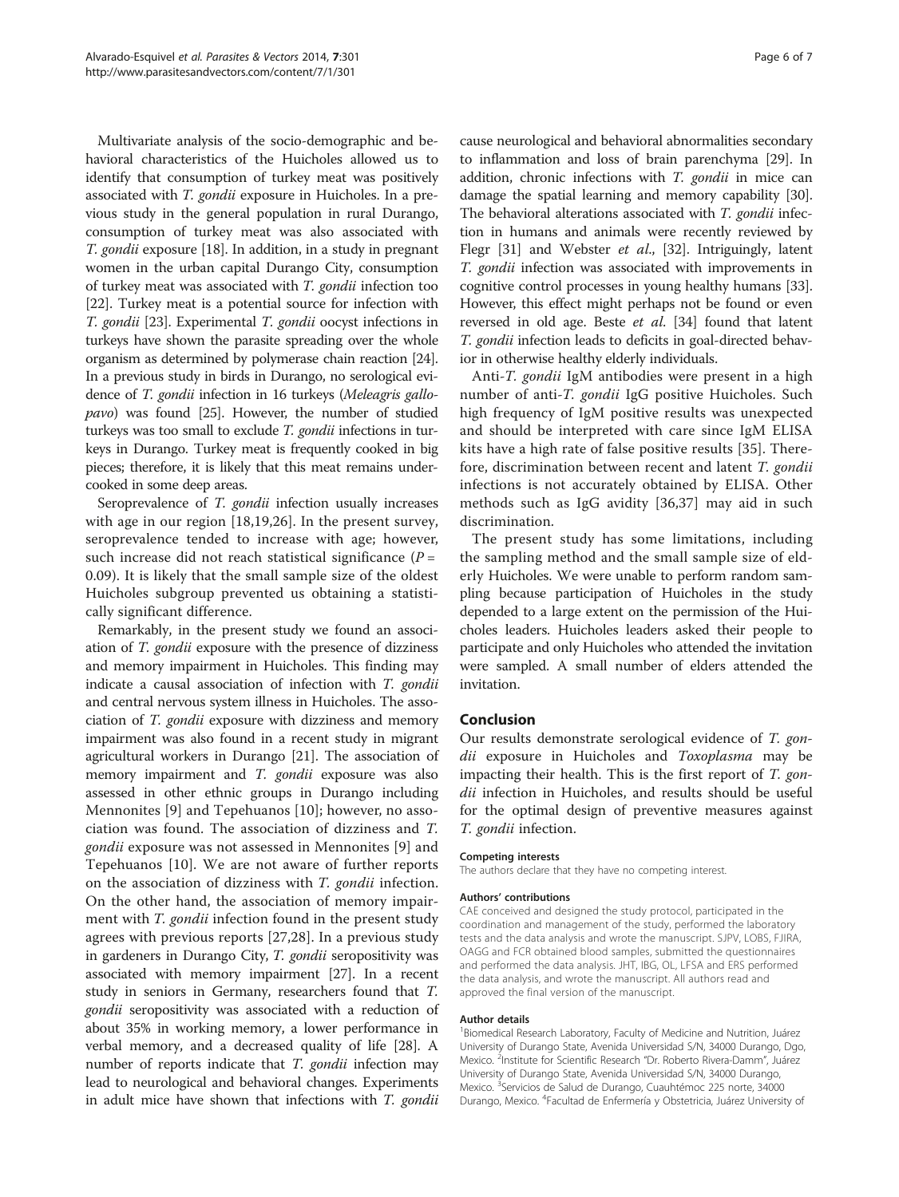Multivariate analysis of the socio-demographic and behavioral characteristics of the Huicholes allowed us to identify that consumption of turkey meat was positively associated with *T. gondii* exposure in Huicholes. In a previous study in the general population in rural Durango, consumption of turkey meat was also associated with *T. gondii* exposure [18]. In addition, in a study in pregnant women in the urban capital Durango City, consumption of turkey meat was associated with *T. gondii* infection too [22]. Turkey meat is a potential source for infection with *T. gondii* [23]. Experimental *T. gondii* oocyst infections in turkeys have shown the parasite spreading over the whole organism as determined by polymerase chain reaction [24]. In a previous study in birds in Durango, no serological evidence of *T. gondii* infection in 16 turkeys (*Meleagris gallopavo*) was found [25]. However, the number of studied turkeys was too small to exclude *T. gondii* infections in turkeys in Durango. Turkey meat is frequently cooked in big pieces; therefore, it is likely that this meat remains undercooked in some deep areas.

Seroprevalence of *T. gondii* infection usually increases with age in our region [18,19,26]. In the present survey, seroprevalence tended to increase with age; however, such increase did not reach statistical significance ($P = 0.09$). It is likely that the small sample size of the oldest Huicholes subgroup prevented us obtaining a statistically significant difference.

Remarkably, in the present study we found an association of *T. gondii* exposure with the presence of dizziness and memory impairment in Huicholes. This finding may indicate a causal association of infection with *T. gondii* and central nervous system illness in Huicholes. The association of *T. gondii* exposure with dizziness and memory impairment was also found in a recent study in migrant agricultural workers in Durango [21]. The association of memory impairment and *T. gondii* exposure was also assessed in other ethnic groups in Durango including Mennonites [9] and Tepehuanos [10]; however, no association was found. The association of dizziness and *T. gondii* exposure was not assessed in Mennonites [9] and Tepehuanos [10]. We are not aware of further reports on the association of dizziness with *T. gondii* infection. On the other hand, the association of memory impairment with *T. gondii* infection found in the present study agrees with previous reports [27,28]. In a previous study in gardeners in Durango City, *T. gondii* seropositivity was associated with memory impairment [27]. In a recent study in seniors in Germany, researchers found that *T. gondii* seropositivity was associated with a reduction of about 35% in working memory, a lower performance in verbal memory, and a decreased quality of life [28]. A number of reports indicate that *T. gondii* infection may lead to neurological and behavioral changes. Experiments in adult mice have shown that infections with *T. gondii* cause neurological and behavioral abnormalities secondary to inflammation and loss of brain parenchyma [29]. In addition, chronic infections with *T. gondii* in mice can damage the spatial learning and memory capability [30]. The behavioral alterations associated with *T. gondii* infection in humans and animals were recently reviewed by Flegr [31] and Webster *et al*., [32]. Intriguingly, latent *T. gondii* infection was associated with improvements in cognitive control processes in young healthy humans [33]. However, this effect might perhaps not be found or even reversed in old age. Beste *et al*. [34] found that latent *T. gondii* infection leads to deficits in goal-directed behavior in otherwise healthy elderly individuals.

Anti-*T. gondii* IgM antibodies were present in a high number of anti-*T. gondii* IgG positive Huicholes. Such high frequency of IgM positive results was unexpected and should be interpreted with care since IgM ELISA kits have a high rate of false positive results [35]. Therefore, discrimination between recent and latent *T. gondii* infections is not accurately obtained by ELISA. Other methods such as IgG avidity [36,37] may aid in such discrimination.

The present study has some limitations, including the sampling method and the small sample size of elderly Huicholes. We were unable to perform random sampling because participation of Huicholes in the study depended to a large extent on the permission of the Huicholes leaders. Huicholes leaders asked their people to participate and only Huicholes who attended the invitation were sampled. A small number of elders attended the invitation.

## Conclusion

Our results demonstrate serological evidence of *T. gondii* exposure in Huicholes and *Toxoplasma* may be impacting their health. This is the first report of *T. gondii* infection in Huicholes, and results should be useful for the optimal design of preventive measures against *T. gondii* infection.

#### Competing interests

The authors declare that they have no competing interest.

#### Authors' contributions

CAE conceived and designed the study protocol, participated in the coordination and management of the study, performed the laboratory tests and the data analysis and wrote the manuscript. SJPV, LOBS, FJIRA, OAGG and FCR obtained blood samples, submitted the questionnaires and performed the data analysis. JHT, IBG, OL, LFSA and ERS performed the data analysis, and wrote the manuscript. All authors read and approved the final version of the manuscript.

#### Author details

[1]Biomedical Research Laboratory, Faculty of Medicine and Nutrition, Juárez University of Durango State, Avenida Universidad S/N, 34000 Durango, Dgo, Mexico. [2]Institute for Scientific Research "Dr. Roberto Rivera-Damm", Juárez University of Durango State, Avenida Universidad S/N, 34000 Durango, Mexico. [3]Servicios de Salud de Durango, Cuauhtémoc 225 norte, 34000 Durango, Mexico. [4]Facultad de Enfermería y Obstetricia, Juárez University of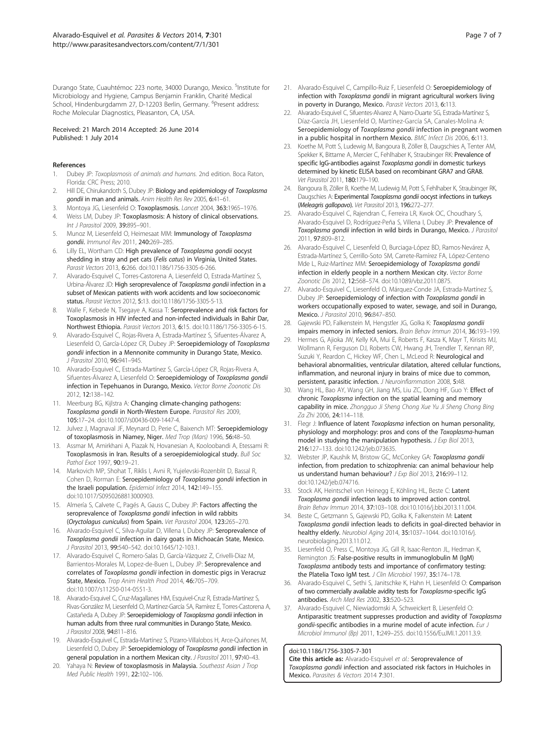Durango State, Cuauhtémoc 223 norte, 34000 Durango, Mexico. [5]Institute for Microbiology and Hygiene, Campus Benjamin Franklin, Charité Medical School, Hindenburgdamm 27, D-12203 Berlin, Germany. [6]Present address: Roche Molecular Diagnostics, Pleasanton, CA, USA.

Received: 21 March 2014 Accepted: 26 June 2014
Published: 1 July 2014

## References

1. Dubey JP: *Toxoplasmosis of animals and humans.* 2nd edition. Boca Raton, Florida: CRC Press; 2010.
2. Hill DE, Chirukandoth S, Dubey JP: **Biology and epidemiology of *Toxoplasma gondii* in man and animals.** *Anim Health Res Rev* 2005, **6:**41–61.
3. Montoya JG, Liesenfeld O: **Toxoplasmosis.** *Lancet* 2004, **363:**1965–1976.
4. Weiss LM, Dubey JP: **Toxoplasmosis: A history of clinical observations.** *Int J Parasitol* 2009, **39:**895–901.
5. Munoz M, Liesenfeld O, Heimesaat MM: **Immunology of *Toxoplasma gondii*.** *Immunol Rev* 2011, **240:**269–285.
6. Lilly EL, Wortham CD: **High prevalence of *Toxoplasma gondii* oocyst shedding in stray and pet cats (*Felis catus*) in Virginia, United States.** *Parasit Vectors* 2013, **6:**266. doi:10.1186/1756-3305-6-266.
7. Alvarado-Esquivel C, Torres-Castorena A, Liesenfeld O, Estrada-Martínez S, Urbina-Álvarez JD: **High seroprevalence of *Toxoplasma gondii* infection in a subset of Mexican patients with work accidents and low socioeconomic status.** *Parasit Vectors* 2012, **5:**13. doi:10.1186/1756-3305-5-13.
8. Walle F, Kebede N, Tsegaye A, Kassa T: **Seroprevalence and risk factors for Toxoplasmosis in HIV infected and non-infected individuals in Bahir Dar, Northwest Ethiopia.** *Parasit Vectors* 2013, **6:**15. doi:10.1186/1756-3305-6-15.
9. Alvarado-Esquivel C, Rojas-Rivera A, Estrada-Martínez S, Sifuentes-Álvarez A, Liesenfeld O, García-López CR, Dubey JP: **Seroepidemiology of *Toxoplasma gondii* infection in a Mennonite community in Durango State, Mexico.** *J Parasitol* 2010, **96:**941–945.
10. Alvarado-Esquivel C, Estrada-Martínez S, García-López CR, Rojas-Rivera A, Sifuentes-Álvarez A, Liesenfeld O: **Seroepidemiology of *Toxoplasma gondii* infection in Tepehuanos in Durango, Mexico.** *Vector Borne Zoonotic Dis* 2012, **12:**138–142.
11. Meerburg BG, Kijlstra A: **Changing climate-changing pathogens: *Toxoplasma gondii* in North-Western Europe.** *Parasitol Res* 2009, **105:**17–24. doi:10.1007/s00436-009-1447-4.
12. Julvez J, Magnaval JF, Meynard D, Perie C, Baixench MT: **Seroepidemiology of toxoplasmosis in Niamey, Niger.** *Med Trop (Mars)* 1996, **56:**48–50.
13. Assmar M, Amirkhani A, Piazak N, Hovanesian A, Kooloobandi A, Etessami R: **Toxoplasmosis in Iran. Results of a seroepidemiological study.** *Bull Soc Pathol Exot* 1997, **90:**19–21.
14. Markovich MP, Shohat T, Riklis I, Avni R, Yujelevski-Rozenblit D, Bassal R, Cohen D, Rorman E: **Seroepidemiology of *Toxoplasma gondii* infection in the Israeli population.** *Epidemiol Infect* 2014, **142:**149–155. doi:10.1017/S0950268813000903.
15. Almería S, Calvete C, Pagés A, Gauss C, Dubey JP: **Factors affecting the seroprevalence of *Toxoplasma gondii* infection in wild rabbits (*Oryctolagus cuniculus*) from Spain.** *Vet Parasitol* 2004, **123:**265–270.
16. Alvarado-Esquivel C, Silva-Aguilar D, Villena I, Dubey JP: **Seroprevalence of *Toxoplasma gondii* infection in dairy goats in Michoacán State, Mexico.** *J Parasitol* 2013, **99:**540–542. doi:10.1645/12-103.1.
17. Alvarado-Esquivel C, Romero-Salas D, García-Vázquez Z, Crivelli-Diaz M, Barrientos-Morales M, Lopez-de-Buen L, Dubey JP: **Seroprevalence and correlates of *Toxoplasma gondii* infection in domestic pigs in Veracruz State, Mexico.** *Trop Anim Health Prod* 2014, **46:**705–709. doi:10.1007/s11250-014-0551-3.
18. Alvarado-Esquivel C, Cruz-Magallanes HM, Esquivel-Cruz R, Estrada-Martínez S, Rivas-González M, Liesenfeld O, Martínez-García SA, Ramírez E, Torres-Castorena A, Castañeda A, Dubey JP: **Seroepidemiology of *Toxoplasma gondii* infection in human adults from three rural communities in Durango State, Mexico.** *J Parasitol* 2008, **94:**811–816.
19. Alvarado-Esquivel C, Estrada-Martínez S, Pizarro-Villalobos H, Arce-Quiñones M, Liesenfeld O, Dubey JP: **Seroepidemiology of *Toxoplasma gondii* infection in general population in a northern Mexican city.** *J Parasitol* 2011, **97:**40–43.
20. Yahaya N: **Review of toxoplasmosis in Malaysia.** *Southeast Asian J Trop Med Public Health* 1991, **22:**102–106.
21. Alvarado-Esquivel C, Campillo-Ruiz F, Liesenfeld O: **Seroepidemiology of infection with *Toxoplasma gondii* in migrant agricultural workers living in poverty in Durango, Mexico.** *Parasit Vectors* 2013, **6:**113.
22. Alvarado-Esquivel C, Sifuentes-Alvarez A, Narro-Duarte SG, Estrada-Martínez S, Díaz-García JH, Liesenfeld O, Martínez-García SA, Canales-Molina A: **Seroepidemiology of *Toxoplasma gondii* infection in pregnant women in a public hospital in northern Mexico.** *BMC Infect Dis* 2006, **6:**113.
23. Koethe M, Pott S, Ludewig M, Bangoura B, Zöller B, Daugschies A, Tenter AM, Spekker K, Bittame A, Mercier C, Fehlhaber K, Straubinger RK: **Prevalence of specific IgG-antibodies against *Toxoplasma gondii* in domestic turkeys determined by kinetic ELISA based on recombinant GRA7 and GRA8.** *Vet Parasitol* 2011, **180:**179–190.
24. Bangoura B, Zöller B, Koethe M, Ludewig M, Pott S, Fehlhaber K, Straubinger RK, Daugschies A: **Experimental *Toxoplasma gondii* oocyst infections in turkeys (*Meleagris gallopavo*).** *Vet Parasitol* 2013, **196:**272–277.
25. Alvarado-Esquivel C, Rajendran C, Ferreira LR, Kwok OC, Choudhary S, Alvarado-Esquivel D, Rodríguez-Peña S, Villena I, Dubey JP: **Prevalence of *Toxoplasma gondii* infection in wild birds in Durango, Mexico.** *J Parasitol* 2011, **97:**809–812.
26. Alvarado-Esquivel C, Liesenfeld O, Burciaga-López BD, Ramos-Nevárez A, Estrada-Martínez S, Cerrillo-Soto SM, Carrete-Ramírez FA, López-Centeno Mde L, Ruiz-Martínez MM: **Seroepidemiology of *Toxoplasma gondii* infection in elderly people in a northern Mexican city.** *Vector Borne Zoonotic Dis* 2012, **12:**568–574. doi:10.1089/vbz.2011.0875.
27. Alvarado-Esquivel C, Liesenfeld O, Márquez-Conde JA, Estrada-Martínez S, Dubey JP: **Seroepidemiology of infection with *Toxoplasma gondii* in workers occupationally exposed to water, sewage, and soil in Durango, Mexico.** *J Parasitol* 2010, **96:**847–850.
28. Gajewski PD, Falkenstein M, Hengstler JG, Golka K: ***Toxoplasma gondii* impairs memory in infected seniors.** *Brain Behav Immun* 2014, **36:**193–199.
29. Hermes G, Ajioka JW, Kelly KA, Mui E, Roberts F, Kasza K, Mayr T, Kirisits MJ, Wollmann R, Ferguson DJ, Roberts CW, Hwang JH, Trendler T, Kennan RP, Suzuki Y, Reardon C, Hickey WF, Chen L, McLeod R: **Neurological and behavioral abnormalities, ventricular dilatation, altered cellular functions, inflammation, and neuronal injury in brains of mice due to common, persistent, parasitic infection.** *J Neuroinflammation* 2008, **5:**48.
30. Wang HL, Bao AY, Wang GH, Jiang MS, Liu ZC, Dong HF, Guo Y: **Effect of chronic *Toxoplasma* infection on the spatial learning and memory capability in mice.** *Zhongguo Ji Sheng Chong Xue Yu Ji Sheng Chong Bing Za Zhi* 2006, **24:**114–118.
31. Flegr J: **Influence of latent *Toxoplasma* infection on human personality, physiology and morphology: pros and cons of the *Toxoplasma*-human model in studying the manipulation hypothesis.** *J Exp Biol* 2013, **216:**127–133. doi:10.1242/jeb.073635.
32. Webster JP, Kaushik M, Bristow GC, McConkey GA: ***Toxoplasma gondii* infection, from predation to schizophrenia: can animal behaviour help us understand human behaviour?** *J Exp Biol* 2013, **216:**99–112. doi:10.1242/jeb.074716.
33. Stock AK, Heintschel von Heinegg E, Köhling HL, Beste C: **Latent *Toxoplasma gondii* infection leads to improved action control.** *Brain Behav Immun* 2014, **37:**103–108. doi:10.1016/j.bbi.2013.11.004.
34. Beste C, Getzmann S, Gajewski PD, Golka K, Falkenstein M: **Latent *Toxoplasma gondii* infection leads to deficits in goal-directed behavior in healthy elderly.** *Neurobiol Aging* 2014, **35:**1037–1044. doi:10.1016/j.neurobiolaging.2013.11.012.
35. Liesenfeld O, Press C, Montoya JG, Gill R, Isaac-Renton JL, Hedman K, Remington JS: **False-positive results in immunoglobulin M (IgM) *Toxoplasma* antibody tests and importance of confirmatory testing: the Platelia Toxo IgM test.** *J Clin Microbiol* 1997, **35:**174–178.
36. Alvarado-Esquivel C, Sethi S, Janitschke K, Hahn H, Liesenfeld O: **Comparison of two commercially available avidity tests for *Toxoplasma*-specific IgG antibodies.** *Arch Med Res* 2002, **33:**520–523.
37. Alvarado-Esquivel C, Niewiadomski A, Schweickert B, Liesenfeld O: **Antiparasitic treatment suppresses production and avidity of *Toxoplasma gondii*-specific antibodies in a murine model of acute infection.** *Eur J Microbiol Immunol (Bp)* 2011, **1:**249–255. doi:10.1556/EuJMI.1.2011.3.9.

doi:10.1186/1756-3305-7-301
**Cite this article as:** Alvarado-Esquivel *et al.*: Seroprevalence of *Toxoplasma gondii* infection and associated risk factors in Huicholes in Mexico. *Parasites & Vectors* 2014 **7**:301.